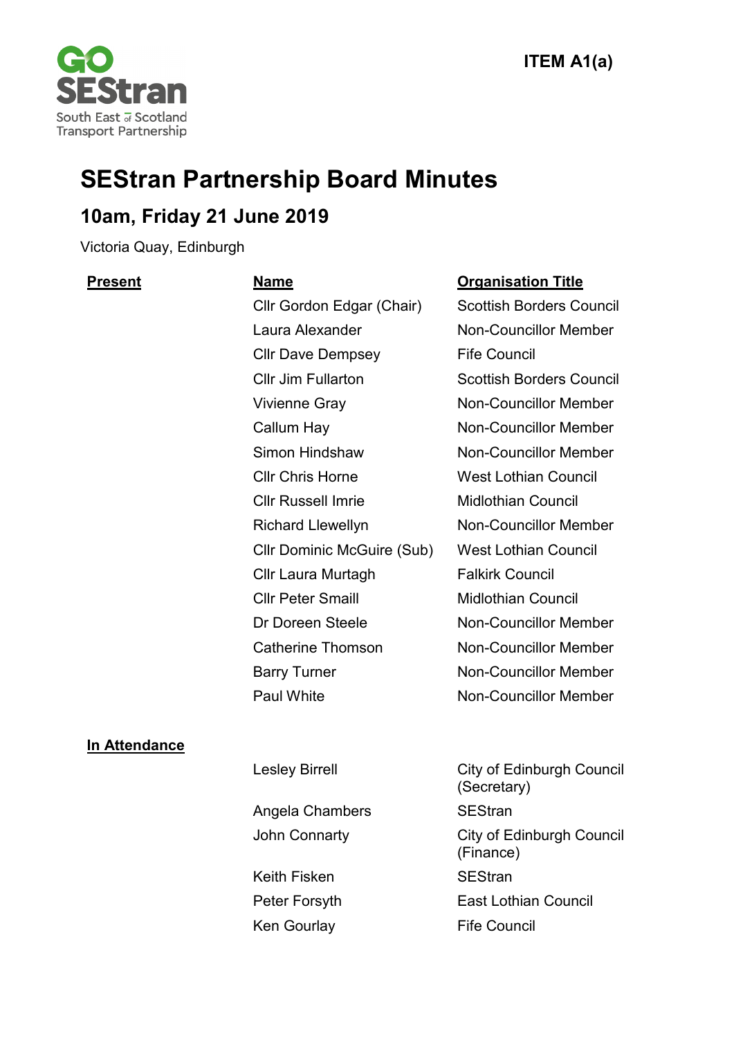ITEM A1(a)

# SEStran Partnership Board Minutes

## 10am, Friday 21 June 2019

Victoria Quay, Edinburgh

| Present | Name | Organisation Title |
|---|---|---|
| | Cllr Gordon Edgar (Chair) | Scottish Borders Council |
| | Laura Alexander | Non-Councillor Member |
| | Cllr Dave Dempsey | Fife Council |
| | Cllr Jim Fullarton | Scottish Borders Council |
| | Vivienne Gray | Non-Councillor Member |
| | Callum Hay | Non-Councillor Member |
| | Simon Hindshaw | Non-Councillor Member |
| | Cllr Chris Horne | West Lothian Council |
| | Cllr Russell Imrie | Midlothian Council |
| | Richard Llewellyn | Non-Councillor Member |
| | Cllr Dominic McGuire (Sub) | West Lothian Council |
| | Cllr Laura Murtagh | Falkirk Council |
| | Cllr Peter Smaill | Midlothian Council |
| | Dr Doreen Steele | Non-Councillor Member |
| | Catherine Thomson | Non-Councillor Member |
| | Barry Turner | Non-Councillor Member |
| | Paul White | Non-Councillor Member |

| In Attendance | | |
|---|---|---|
| | Lesley Birrell | City of Edinburgh Council (Secretary) |
| | Angela Chambers | SEStran |
| | John Connarty | City of Edinburgh Council (Finance) |
| | Keith Fisken | SEStran |
| | Peter Forsyth | East Lothian Council |
| | Ken Gourlay | Fife Council |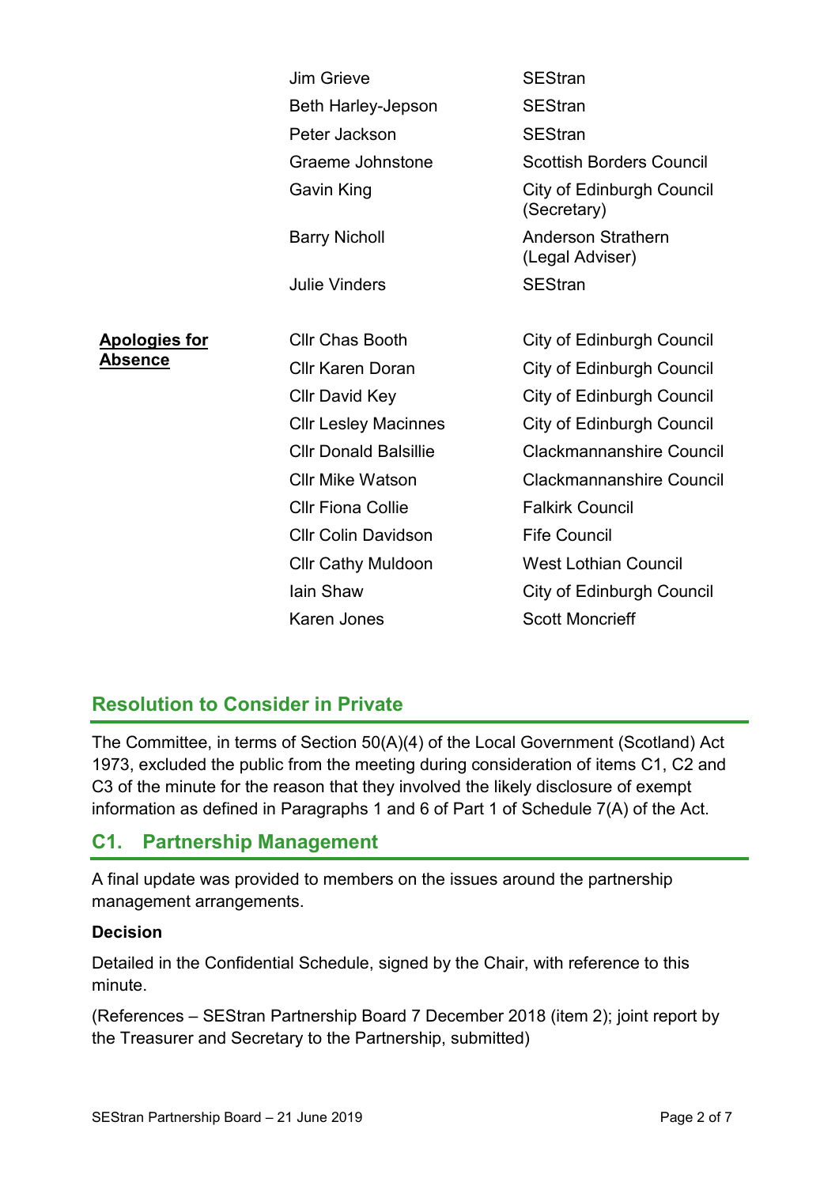| | | |
|---|---|---|
| | Jim Grieve | SEStran |
| | Beth Harley-Jepson | SEStran |
| | Peter Jackson | SEStran |
| | Graeme Johnstone | Scottish Borders Council |
| | Gavin King | City of Edinburgh Council (Secretary) |
| | Barry Nicholl | Anderson Strathern (Legal Adviser) |
| | Julie Vinders | SEStran |
| **Apologies for Absence** | Cllr Chas Booth | City of Edinburgh Council |
| | Cllr Karen Doran | City of Edinburgh Council |
| | Cllr David Key | City of Edinburgh Council |
| | Cllr Lesley Macinnes | City of Edinburgh Council |
| | Cllr Donald Balsillie | Clackmannanshire Council |
| | Cllr Mike Watson | Clackmannanshire Council |
| | Cllr Fiona Collie | Falkirk Council |
| | Cllr Colin Davidson | Fife Council |
| | Cllr Cathy Muldoon | West Lothian Council |
| | Iain Shaw | City of Edinburgh Council |
| | Karen Jones | Scott Moncrieff |

## Resolution to Consider in Private

The Committee, in terms of Section 50(A)(4) of the Local Government (Scotland) Act 1973, excluded the public from the meeting during consideration of items C1, C2 and C3 of the minute for the reason that they involved the likely disclosure of exempt information as defined in Paragraphs 1 and 6 of Part 1 of Schedule 7(A) of the Act.

## C1. Partnership Management

A final update was provided to members on the issues around the partnership management arrangements.

**Decision**

Detailed in the Confidential Schedule, signed by the Chair, with reference to this minute.

(References – SEStran Partnership Board 7 December 2018 (item 2); joint report by the Treasurer and Secretary to the Partnership, submitted)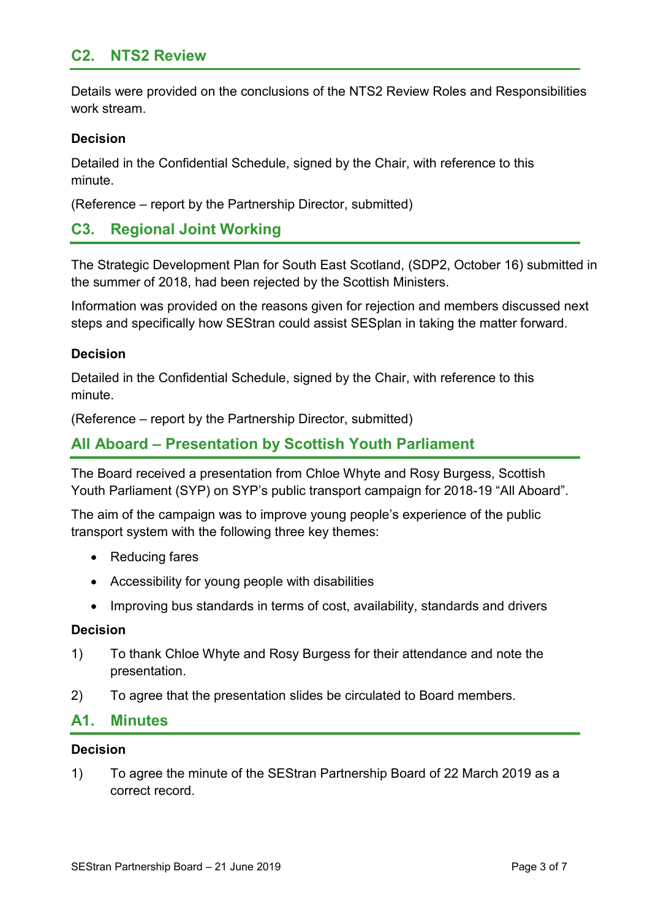## C2. NTS2 Review

Details were provided on the conclusions of the NTS2 Review Roles and Responsibilities work stream.

**Decision**

Detailed in the Confidential Schedule, signed by the Chair, with reference to this minute.

(Reference – report by the Partnership Director, submitted)

## C3. Regional Joint Working

The Strategic Development Plan for South East Scotland, (SDP2, October 16) submitted in the summer of 2018, had been rejected by the Scottish Ministers.

Information was provided on the reasons given for rejection and members discussed next steps and specifically how SEStran could assist SESplan in taking the matter forward.

**Decision**

Detailed in the Confidential Schedule, signed by the Chair, with reference to this minute.

(Reference – report by the Partnership Director, submitted)

## All Aboard – Presentation by Scottish Youth Parliament

The Board received a presentation from Chloe Whyte and Rosy Burgess, Scottish Youth Parliament (SYP) on SYP's public transport campaign for 2018-19 "All Aboard".

The aim of the campaign was to improve young people's experience of the public transport system with the following three key themes:

- Reducing fares
- Accessibility for young people with disabilities
- Improving bus standards in terms of cost, availability, standards and drivers

**Decision**

1) To thank Chloe Whyte and Rosy Burgess for their attendance and note the presentation.

2) To agree that the presentation slides be circulated to Board members.

## A1. Minutes

**Decision**

1) To agree the minute of the SEStran Partnership Board of 22 March 2019 as a correct record.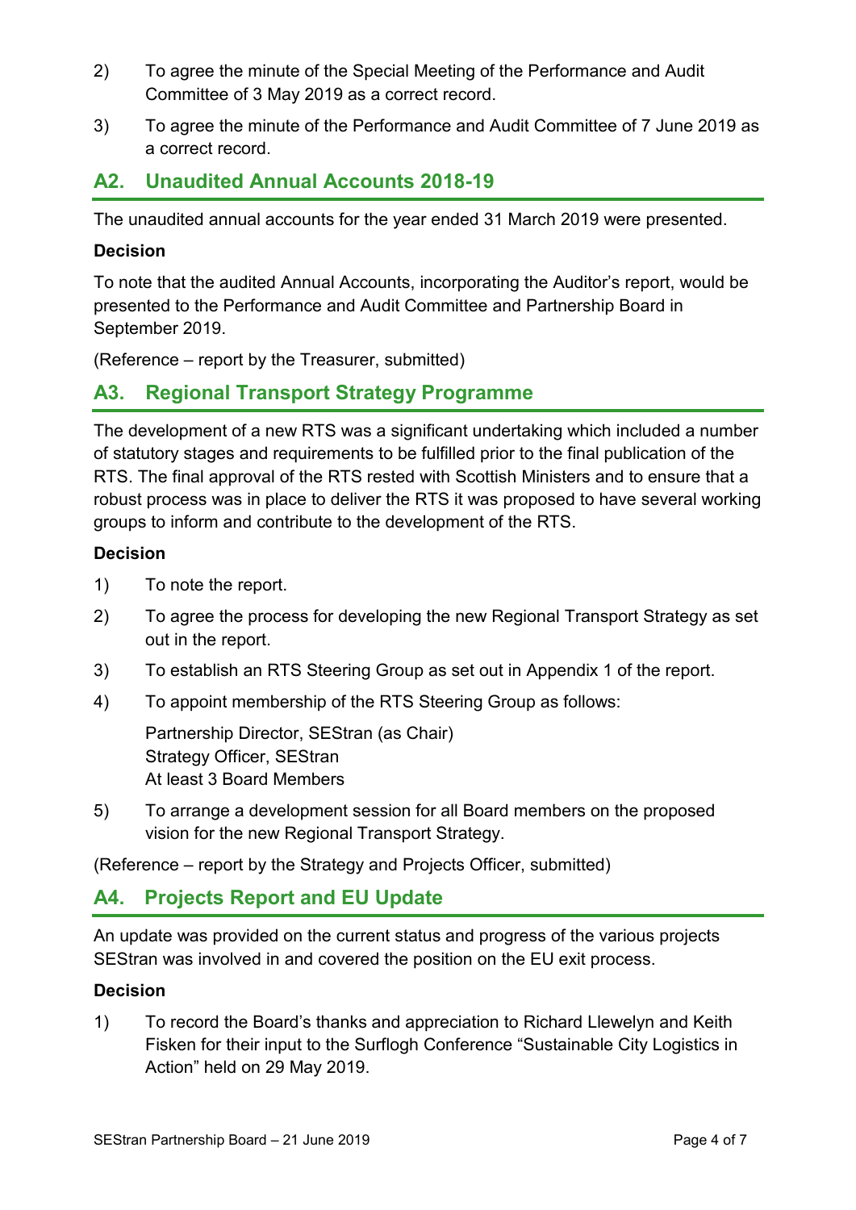2) To agree the minute of the Special Meeting of the Performance and Audit Committee of 3 May 2019 as a correct record.

3) To agree the minute of the Performance and Audit Committee of 7 June 2019 as a correct record.

## A2. Unaudited Annual Accounts 2018-19

The unaudited annual accounts for the year ended 31 March 2019 were presented.

**Decision**

To note that the audited Annual Accounts, incorporating the Auditor's report, would be presented to the Performance and Audit Committee and Partnership Board in September 2019.

(Reference – report by the Treasurer, submitted)

## A3. Regional Transport Strategy Programme

The development of a new RTS was a significant undertaking which included a number of statutory stages and requirements to be fulfilled prior to the final publication of the RTS. The final approval of the RTS rested with Scottish Ministers and to ensure that a robust process was in place to deliver the RTS it was proposed to have several working groups to inform and contribute to the development of the RTS.

**Decision**

1) To note the report.

2) To agree the process for developing the new Regional Transport Strategy as set out in the report.

3) To establish an RTS Steering Group as set out in Appendix 1 of the report.

4) To appoint membership of the RTS Steering Group as follows:

   Partnership Director, SEStran (as Chair)
   Strategy Officer, SEStran
   At least 3 Board Members

5) To arrange a development session for all Board members on the proposed vision for the new Regional Transport Strategy.

(Reference – report by the Strategy and Projects Officer, submitted)

## A4. Projects Report and EU Update

An update was provided on the current status and progress of the various projects SEStran was involved in and covered the position on the EU exit process.

**Decision**

1) To record the Board's thanks and appreciation to Richard Llewelyn and Keith Fisken for their input to the Surflogh Conference "Sustainable City Logistics in Action" held on 29 May 2019.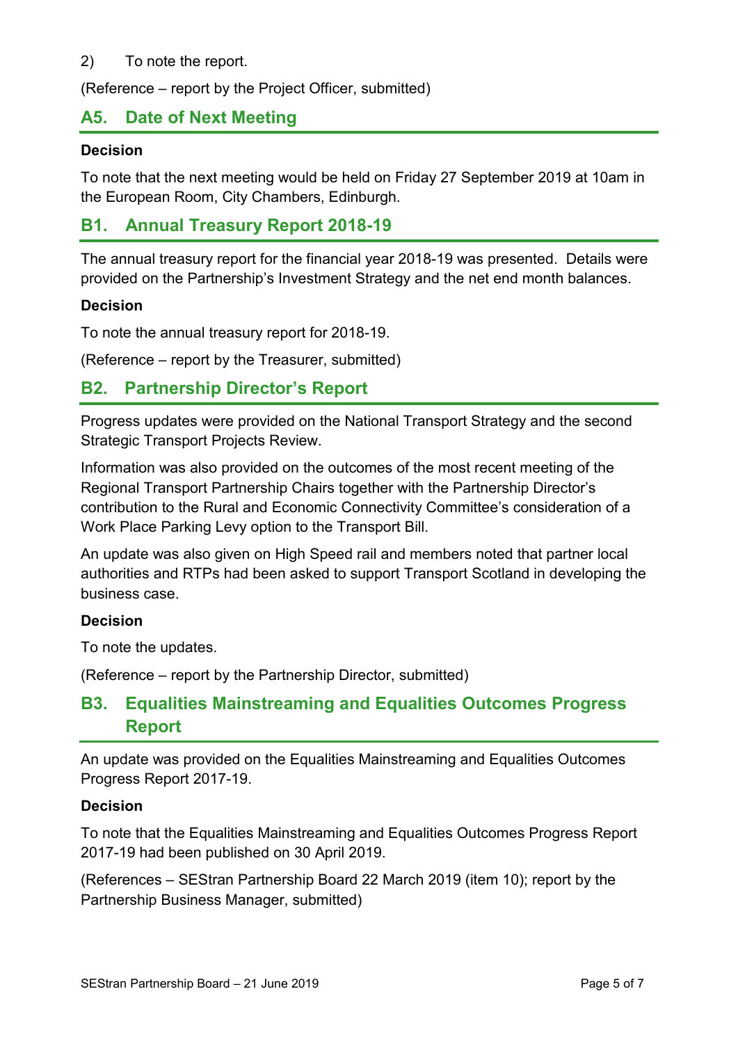2) To note the report.

(Reference – report by the Project Officer, submitted)

## A5. Date of Next Meeting

**Decision**

To note that the next meeting would be held on Friday 27 September 2019 at 10am in the European Room, City Chambers, Edinburgh.

## B1. Annual Treasury Report 2018-19

The annual treasury report for the financial year 2018-19 was presented. Details were provided on the Partnership's Investment Strategy and the net end month balances.

**Decision**

To note the annual treasury report for 2018-19.

(Reference – report by the Treasurer, submitted)

## B2. Partnership Director's Report

Progress updates were provided on the National Transport Strategy and the second Strategic Transport Projects Review.

Information was also provided on the outcomes of the most recent meeting of the Regional Transport Partnership Chairs together with the Partnership Director's contribution to the Rural and Economic Connectivity Committee's consideration of a Work Place Parking Levy option to the Transport Bill.

An update was also given on High Speed rail and members noted that partner local authorities and RTPs had been asked to support Transport Scotland in developing the business case.

**Decision**

To note the updates.

(Reference – report by the Partnership Director, submitted)

## B3. Equalities Mainstreaming and Equalities Outcomes Progress Report

An update was provided on the Equalities Mainstreaming and Equalities Outcomes Progress Report 2017-19.

**Decision**

To note that the Equalities Mainstreaming and Equalities Outcomes Progress Report 2017-19 had been published on 30 April 2019.

(References – SEStran Partnership Board 22 March 2019 (item 10); report by the Partnership Business Manager, submitted)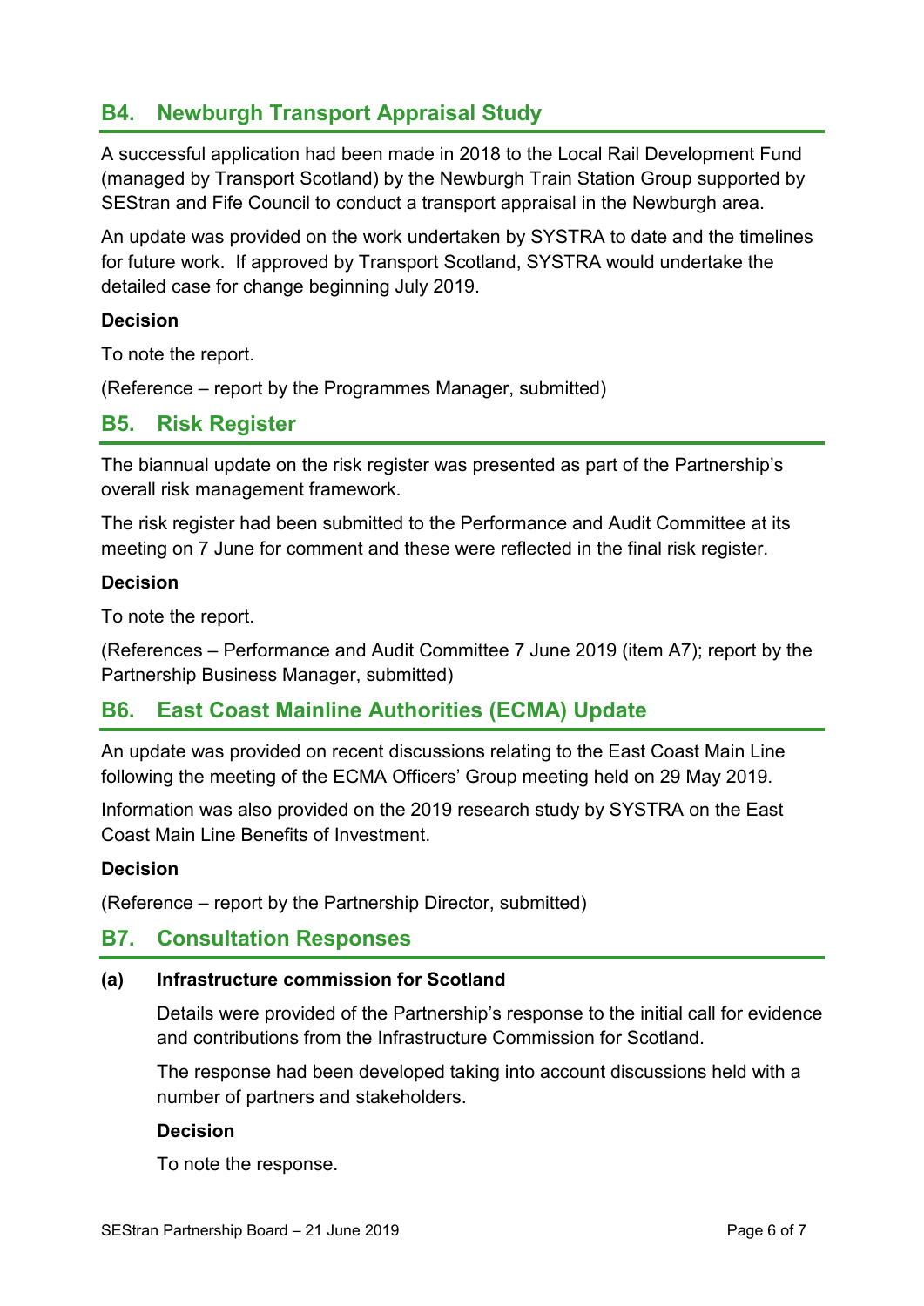## B4. Newburgh Transport Appraisal Study

A successful application had been made in 2018 to the Local Rail Development Fund (managed by Transport Scotland) by the Newburgh Train Station Group supported by SEStran and Fife Council to conduct a transport appraisal in the Newburgh area.

An update was provided on the work undertaken by SYSTRA to date and the timelines for future work. If approved by Transport Scotland, SYSTRA would undertake the detailed case for change beginning July 2019.

**Decision**

To note the report.

(Reference – report by the Programmes Manager, submitted)

## B5. Risk Register

The biannual update on the risk register was presented as part of the Partnership's overall risk management framework.

The risk register had been submitted to the Performance and Audit Committee at its meeting on 7 June for comment and these were reflected in the final risk register.

**Decision**

To note the report.

(References – Performance and Audit Committee 7 June 2019 (item A7); report by the Partnership Business Manager, submitted)

## B6. East Coast Mainline Authorities (ECMA) Update

An update was provided on recent discussions relating to the East Coast Main Line following the meeting of the ECMA Officers' Group meeting held on 29 May 2019.

Information was also provided on the 2019 research study by SYSTRA on the East Coast Main Line Benefits of Investment.

**Decision**

(Reference – report by the Partnership Director, submitted)

## B7. Consultation Responses

**(a) Infrastructure commission for Scotland**

Details were provided of the Partnership's response to the initial call for evidence and contributions from the Infrastructure Commission for Scotland.

The response had been developed taking into account discussions held with a number of partners and stakeholders.

**Decision**

To note the response.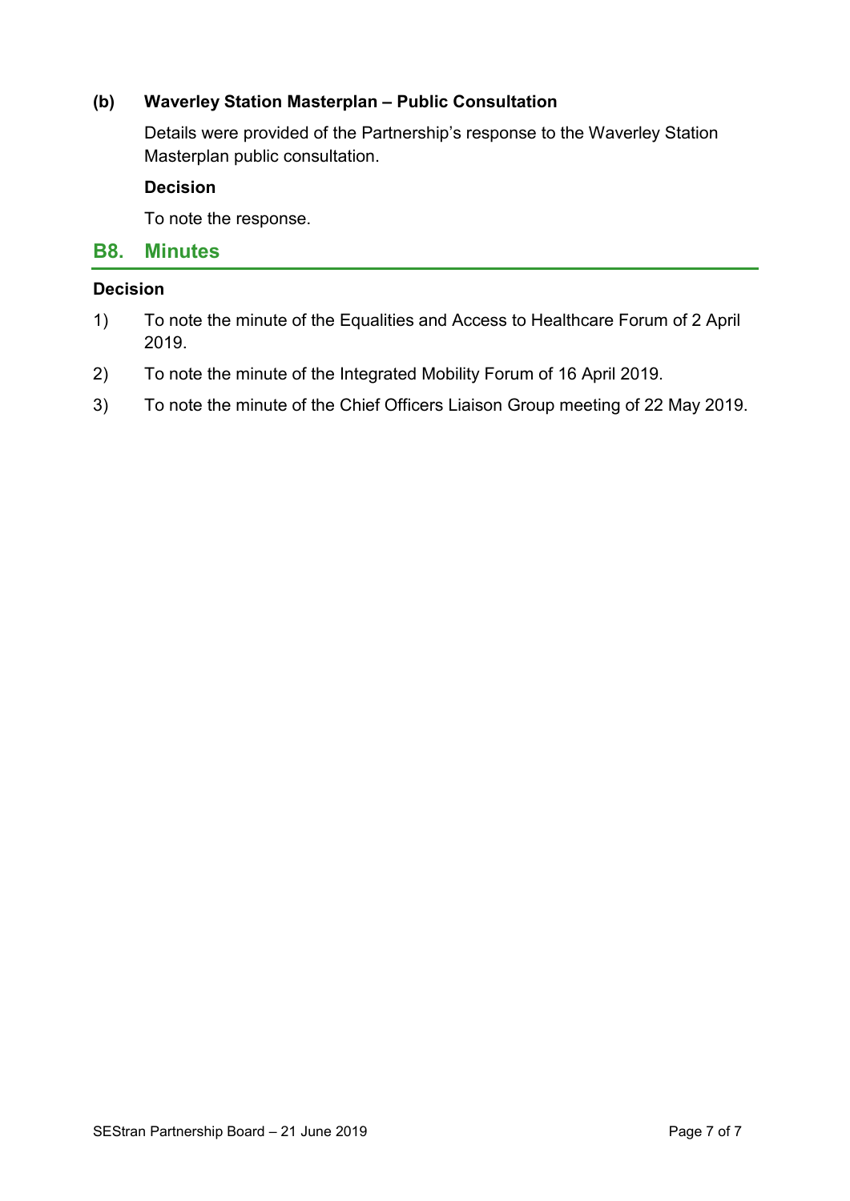**(b) Waverley Station Masterplan – Public Consultation**

Details were provided of the Partnership's response to the Waverley Station Masterplan public consultation.

**Decision**

To note the response.

## B8. Minutes

**Decision**

1) To note the minute of the Equalities and Access to Healthcare Forum of 2 April 2019.

2) To note the minute of the Integrated Mobility Forum of 16 April 2019.

3) To note the minute of the Chief Officers Liaison Group meeting of 22 May 2019.